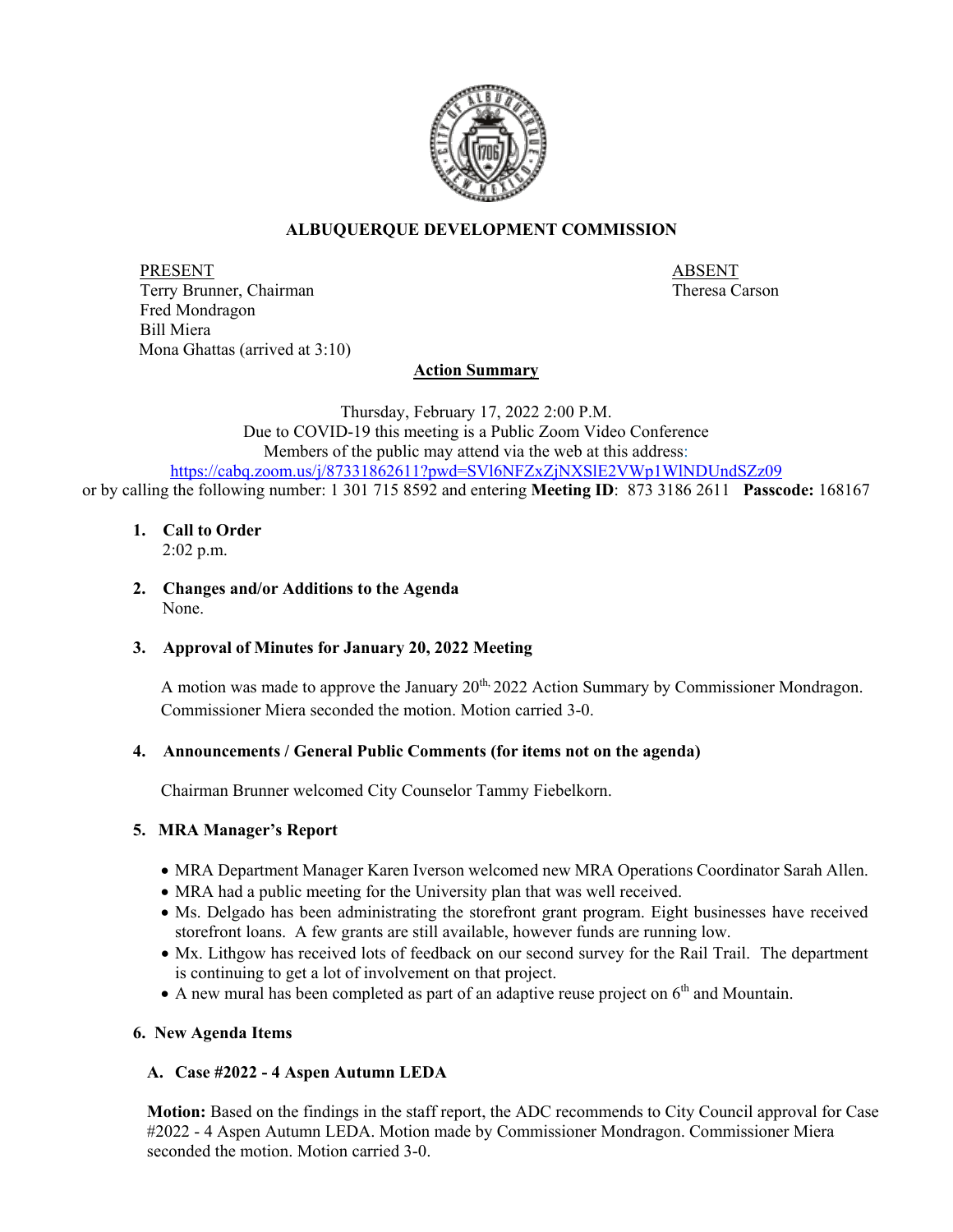# ALBUQUERQUE DEVELOPMENT COMMISSION

| PRESENT | ABSENT |
|---|---|
| Terry Brunner, Chairman | Theresa Carson |
| Fred Mondragon | |
| Bill Miera | |
| Mona Ghattas (arrived at 3:10) | |

## Action Summary

Thursday, February 17, 2022 2:00 P.M.
Due to COVID-19 this meeting is a Public Zoom Video Conference
Members of the public may attend via the web at this address:
https://cabq.zoom.us/j/87331862611?pwd=SVl6NFZxZjNXSlE2VWp1WlNDUndSZz09
or by calling the following number: 1 301 715 8592 and entering **Meeting ID**: 873 3186 2611 **Passcode:** 168167

1. **Call to Order**
   2:02 p.m.

2. **Changes and/or Additions to the Agenda**
   None.

3. **Approval of Minutes for January 20, 2022 Meeting**

   A motion was made to approve the January 20th, 2022 Action Summary by Commissioner Mondragon. Commissioner Miera seconded the motion. Motion carried 3-0.

4. **Announcements / General Public Comments (for items not on the agenda)**

   Chairman Brunner welcomed City Counselor Tammy Fiebelkorn.

5. **MRA Manager's Report**

   - MRA Department Manager Karen Iverson welcomed new MRA Operations Coordinator Sarah Allen.
   - MRA had a public meeting for the University plan that was well received.
   - Ms. Delgado has been administrating the storefront grant program. Eight businesses have received storefront loans. A few grants are still available, however funds are running low.
   - Mx. Lithgow has received lots of feedback on our second survey for the Rail Trail. The department is continuing to get a lot of involvement on that project.
   - A new mural has been completed as part of an adaptive reuse project on 6th and Mountain.

6. **New Agenda Items**

   **A. Case #2022 - 4 Aspen Autumn LEDA**

   **Motion:** Based on the findings in the staff report, the ADC recommends to City Council approval for Case #2022 - 4 Aspen Autumn LEDA. Motion made by Commissioner Mondragon. Commissioner Miera seconded the motion. Motion carried 3-0.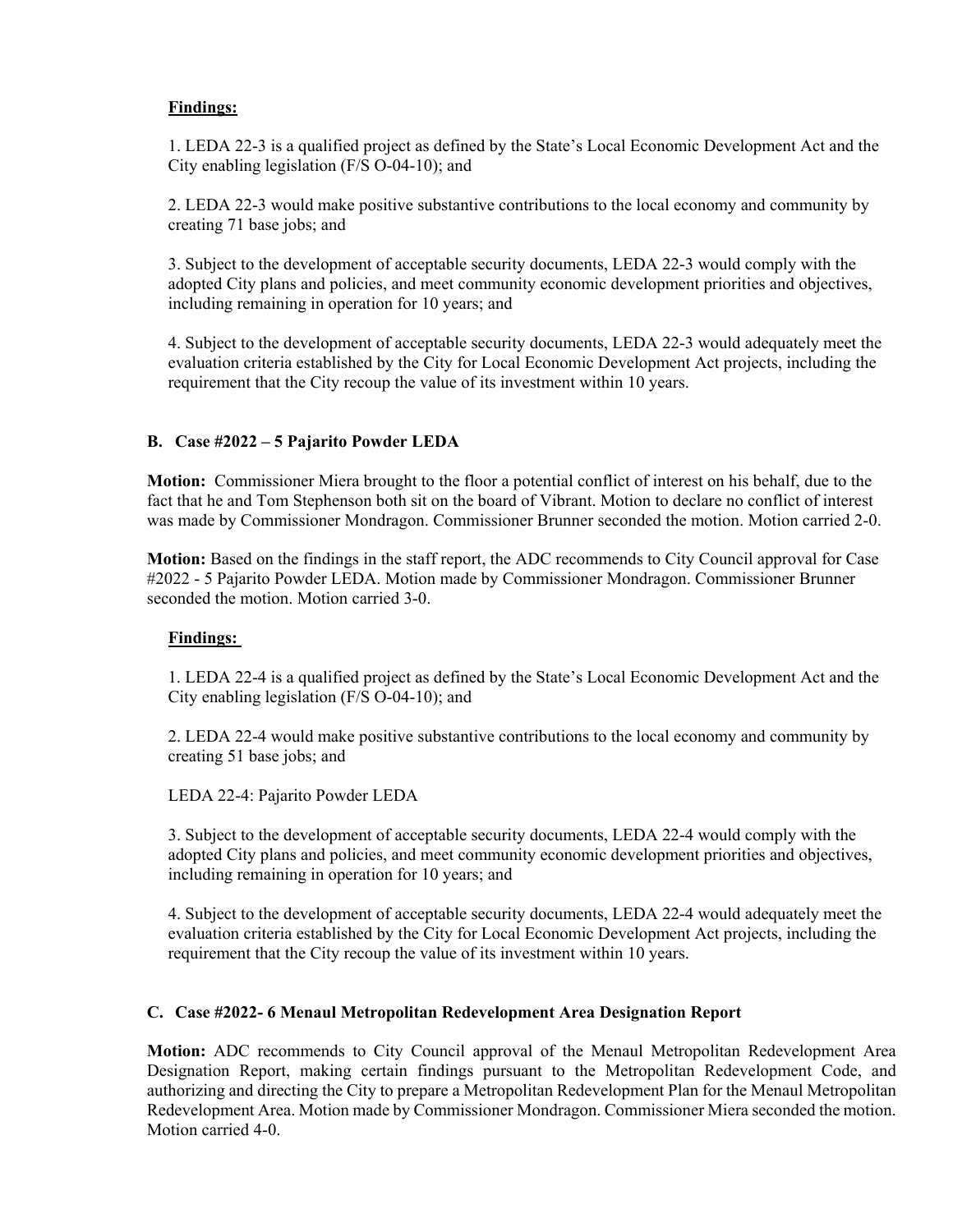**Findings:**

1. LEDA 22-3 is a qualified project as defined by the State's Local Economic Development Act and the City enabling legislation (F/S O-04-10); and

2. LEDA 22-3 would make positive substantive contributions to the local economy and community by creating 71 base jobs; and

3. Subject to the development of acceptable security documents, LEDA 22-3 would comply with the adopted City plans and policies, and meet community economic development priorities and objectives, including remaining in operation for 10 years; and

4. Subject to the development of acceptable security documents, LEDA 22-3 would adequately meet the evaluation criteria established by the City for Local Economic Development Act projects, including the requirement that the City recoup the value of its investment within 10 years.

### B. Case #2022 – 5 Pajarito Powder LEDA

**Motion:** Commissioner Miera brought to the floor a potential conflict of interest on his behalf, due to the fact that he and Tom Stephenson both sit on the board of Vibrant. Motion to declare no conflict of interest was made by Commissioner Mondragon. Commissioner Brunner seconded the motion. Motion carried 2-0.

**Motion:** Based on the findings in the staff report, the ADC recommends to City Council approval for Case #2022 - 5 Pajarito Powder LEDA. Motion made by Commissioner Mondragon. Commissioner Brunner seconded the motion. Motion carried 3-0.

**Findings:**

1. LEDA 22-4 is a qualified project as defined by the State's Local Economic Development Act and the City enabling legislation (F/S O-04-10); and

2. LEDA 22-4 would make positive substantive contributions to the local economy and community by creating 51 base jobs; and

LEDA 22-4: Pajarito Powder LEDA

3. Subject to the development of acceptable security documents, LEDA 22-4 would comply with the adopted City plans and policies, and meet community economic development priorities and objectives, including remaining in operation for 10 years; and

4. Subject to the development of acceptable security documents, LEDA 22-4 would adequately meet the evaluation criteria established by the City for Local Economic Development Act projects, including the requirement that the City recoup the value of its investment within 10 years.

### C. Case #2022- 6 Menaul Metropolitan Redevelopment Area Designation Report

**Motion:** ADC recommends to City Council approval of the Menaul Metropolitan Redevelopment Area Designation Report, making certain findings pursuant to the Metropolitan Redevelopment Code, and authorizing and directing the City to prepare a Metropolitan Redevelopment Plan for the Menaul Metropolitan Redevelopment Area. Motion made by Commissioner Mondragon. Commissioner Miera seconded the motion. Motion carried 4-0.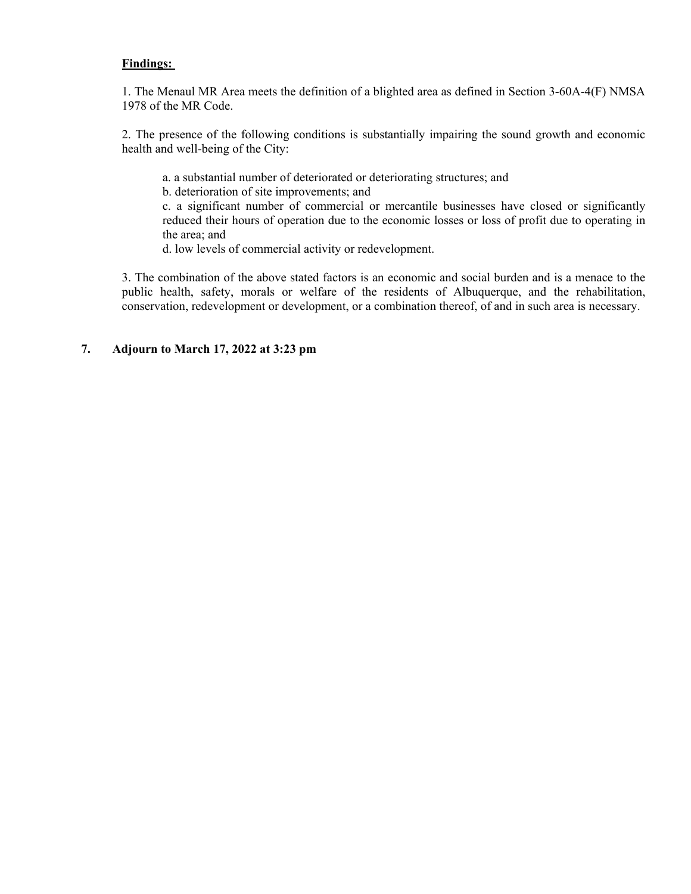**Findings:**

1. The Menaul MR Area meets the definition of a blighted area as defined in Section 3-60A-4(F) NMSA 1978 of the MR Code.

2. The presence of the following conditions is substantially impairing the sound growth and economic health and well-being of the City:

    a. a substantial number of deteriorated or deteriorating structures; and
    b. deterioration of site improvements; and
    c. a significant number of commercial or mercantile businesses have closed or significantly reduced their hours of operation due to the economic losses or loss of profit due to operating in the area; and
    d. low levels of commercial activity or redevelopment.

3. The combination of the above stated factors is an economic and social burden and is a menace to the public health, safety, morals or welfare of the residents of Albuquerque, and the rehabilitation, conservation, redevelopment or development, or a combination thereof, of and in such area is necessary.

**7. Adjourn to March 17, 2022 at 3:23 pm**